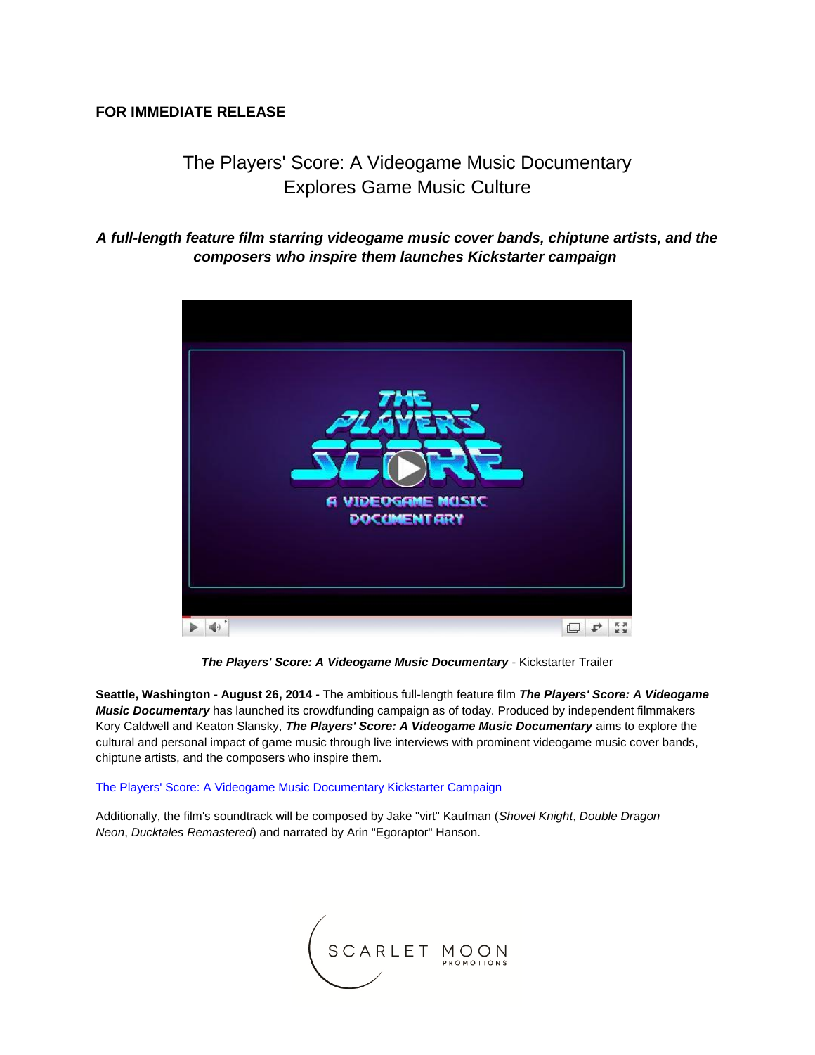**FOR IMMEDIATE RELEASE**

# The Players' Score: A Videogame Music Documentary Explores Game Music Culture

***A full-length feature film starring videogame music cover bands, chiptune artists, and the composers who inspire them launches Kickstarter campaign***

***The Players' Score: A Videogame Music Documentary*** - Kickstarter Trailer

**Seattle, Washington - August 26, 2014 -** The ambitious full-length feature film ***The Players' Score: A Videogame Music Documentary*** has launched its crowdfunding campaign as of today. Produced by independent filmmakers Kory Caldwell and Keaton Slansky, ***The Players' Score: A Videogame Music Documentary*** aims to explore the cultural and personal impact of game music through live interviews with prominent videogame music cover bands, chiptune artists, and the composers who inspire them.

The Players' Score: A Videogame Music Documentary Kickstarter Campaign

Additionally, the film's soundtrack will be composed by Jake "virt" Kaufman (*Shovel Knight*, *Double Dragon Neon*, *Ducktales Remastered*) and narrated by Arin "Egoraptor" Hanson.

SCARLET MOON PROMOTIONS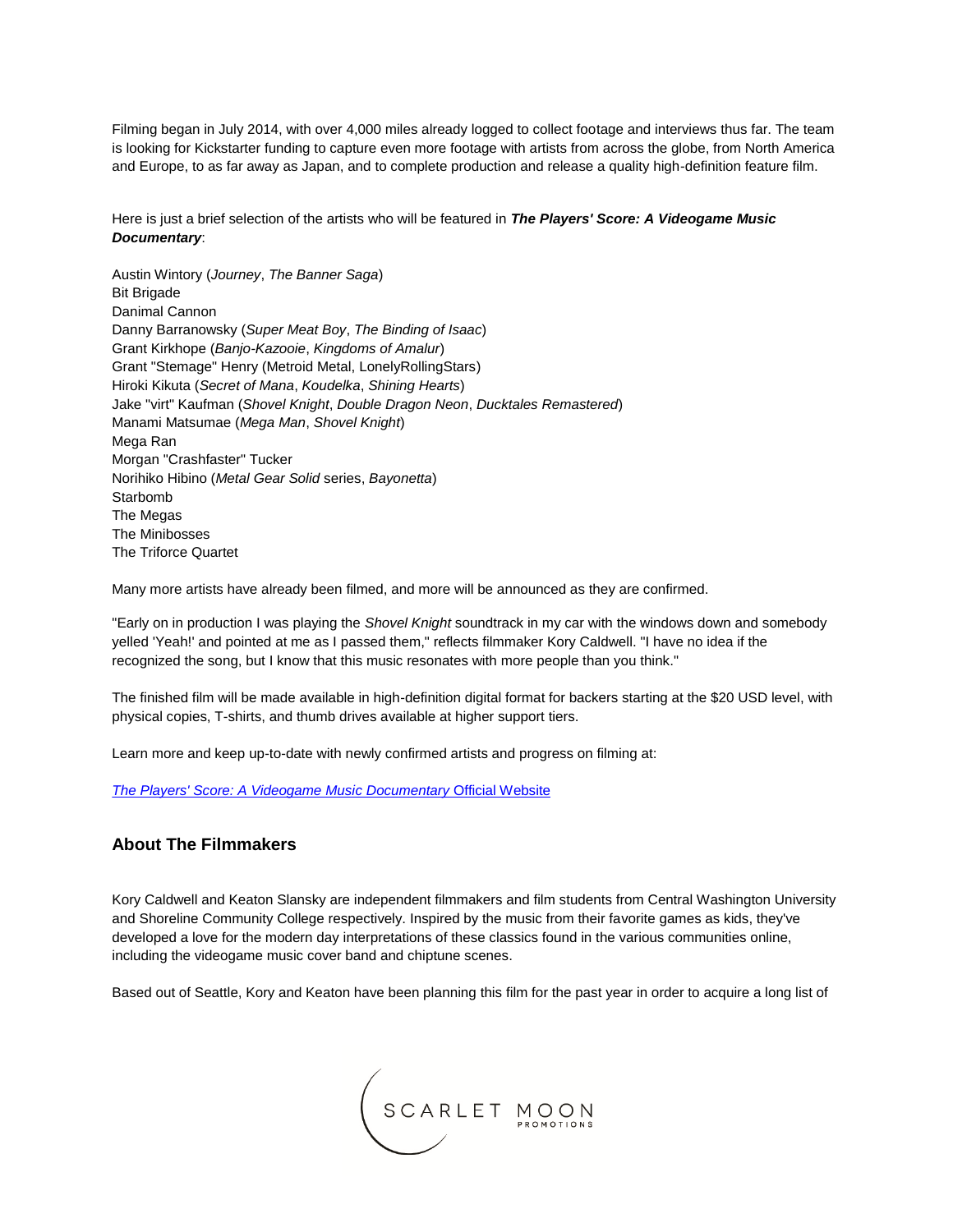Filming began in July 2014, with over 4,000 miles already logged to collect footage and interviews thus far. The team is looking for Kickstarter funding to capture even more footage with artists from across the globe, from North America and Europe, to as far away as Japan, and to complete production and release a quality high-definition feature film.

Here is just a brief selection of the artists who will be featured in ***The Players' Score: A Videogame Music Documentary***:

Austin Wintory (*Journey*, *The Banner Saga*)
Bit Brigade
Danimal Cannon
Danny Barranowsky (*Super Meat Boy*, *The Binding of Isaac*)
Grant Kirkhope (*Banjo-Kazooie*, *Kingdoms of Amalur*)
Grant "Stemage" Henry (Metroid Metal, LonelyRollingStars)
Hiroki Kikuta (*Secret of Mana*, *Koudelka*, *Shining Hearts*)
Jake "virt" Kaufman (*Shovel Knight*, *Double Dragon Neon*, *Ducktales Remastered*)
Manami Matsumae (*Mega Man*, *Shovel Knight*)
Mega Ran
Morgan "Crashfaster" Tucker
Norihiko Hibino (*Metal Gear Solid* series, *Bayonetta*)
Starbomb
The Megas
The Minibosses
The Triforce Quartet

Many more artists have already been filmed, and more will be announced as they are confirmed.

"Early on in production I was playing the *Shovel Knight* soundtrack in my car with the windows down and somebody yelled 'Yeah!' and pointed at me as I passed them," reflects filmmaker Kory Caldwell. "I have no idea if the recognized the song, but I know that this music resonates with more people than you think."

The finished film will be made available in high-definition digital format for backers starting at the $20 USD level, with physical copies, T-shirts, and thumb drives available at higher support tiers.

Learn more and keep up-to-date with newly confirmed artists and progress on filming at:

*The Players' Score: A Videogame Music Documentary* Official Website

## About The Filmmakers

Kory Caldwell and Keaton Slansky are independent filmmakers and film students from Central Washington University and Shoreline Community College respectively. Inspired by the music from their favorite games as kids, they've developed a love for the modern day interpretations of these classics found in the various communities online, including the videogame music cover band and chiptune scenes.

Based out of Seattle, Kory and Keaton have been planning this film for the past year in order to acquire a long list of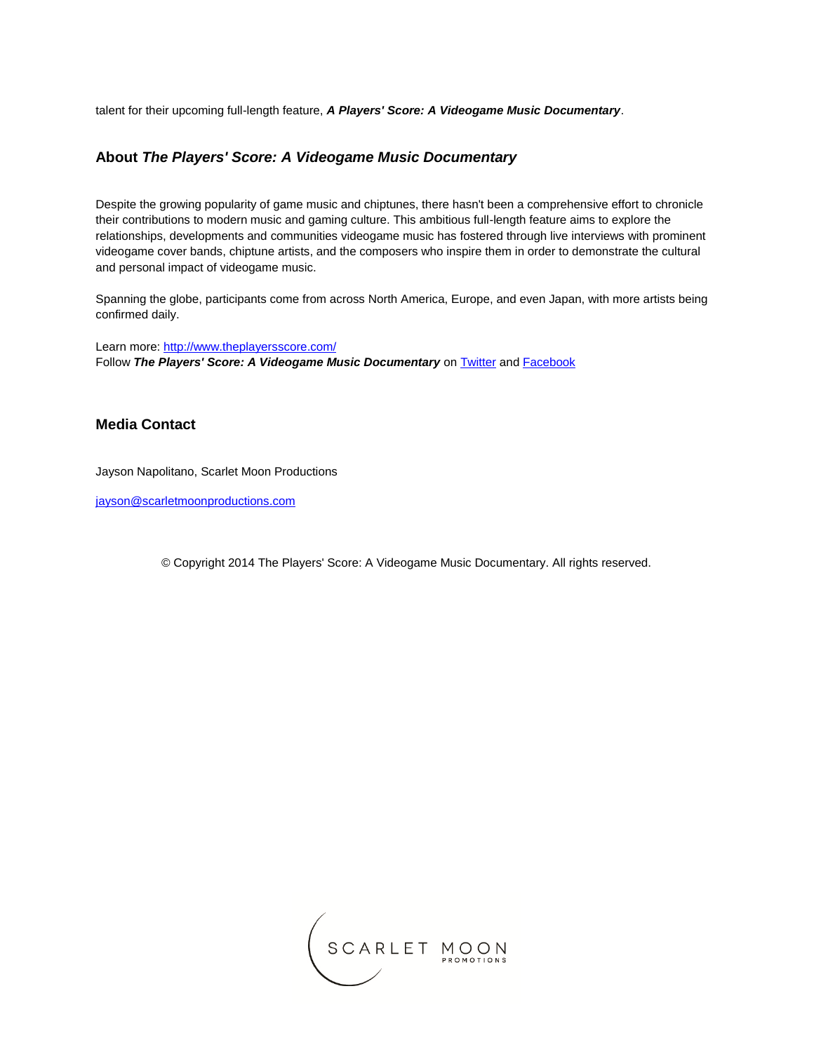talent for their upcoming full-length feature, ***A Players' Score: A Videogame Music Documentary***.

### About *The Players' Score: A Videogame Music Documentary*

Despite the growing popularity of game music and chiptunes, there hasn't been a comprehensive effort to chronicle their contributions to modern music and gaming culture. This ambitious full-length feature aims to explore the relationships, developments and communities videogame music has fostered through live interviews with prominent videogame cover bands, chiptune artists, and the composers who inspire them in order to demonstrate the cultural and personal impact of videogame music.

Spanning the globe, participants come from across North America, Europe, and even Japan, with more artists being confirmed daily.

Learn more: [http://www.theplayersscore.com/](http://www.theplayersscore.com/)
Follow ***The Players' Score: A Videogame Music Documentary*** on Twitter and Facebook

### Media Contact

Jayson Napolitano, Scarlet Moon Productions

jayson@scarletmoonproductions.com

© Copyright 2014 The Players' Score: A Videogame Music Documentary. All rights reserved.

SCARLET MOON
PROMOTIONS